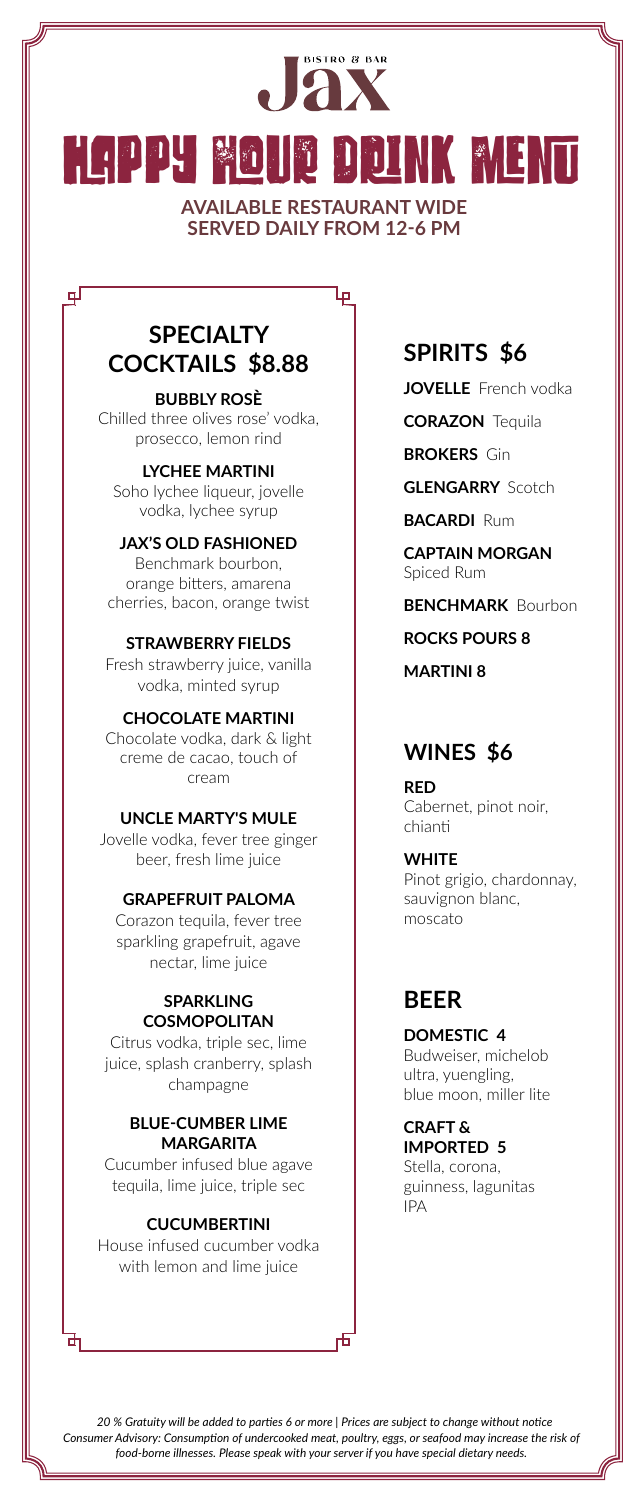# Jax

BISTRO & BAR

# HAPPY HOUR DRINK MENU

**AVAILABLE RESTAURANT WIDE**
**SERVED DAILY FROM 12-6 PM**

## SPECIALTY COCKTAILS $8.88

**BUBBLY ROSÈ**
Chilled three olives rose' vodka, prosecco, lemon rind

**LYCHEE MARTINI**
Soho lychee liqueur, jovelle vodka, lychee syrup

**JAX'S OLD FASHIONED**
Benchmark bourbon, orange bitters, amarena cherries, bacon, orange twist

**STRAWBERRY FIELDS**
Fresh strawberry juice, vanilla vodka, minted syrup

**CHOCOLATE MARTINI**
Chocolate vodka, dark & light creme de cacao, touch of cream

**UNCLE MARTY'S MULE**
Jovelle vodka, fever tree ginger beer, fresh lime juice

**GRAPEFRUIT PALOMA**
Corazon tequila, fever tree sparkling grapefruit, agave nectar, lime juice

**SPARKLING COSMOPOLITAN**
Citrus vodka, triple sec, lime juice, splash cranberry, splash champagne

**BLUE-CUMBER LIME MARGARITA**
Cucumber infused blue agave tequila, lime juice, triple sec

**CUCUMBERTINI**
House infused cucumber vodka with lemon and lime juice

## SPIRITS $6

**JOVELLE** French vodka

**CORAZON** Tequila

**BROKERS** Gin

**GLENGARRY** Scotch

**BACARDI** Rum

**CAPTAIN MORGAN** Spiced Rum

**BENCHMARK** Bourbon

**ROCKS POURS 8**

**MARTINI 8**

## WINES $6

**RED**
Cabernet, pinot noir, chianti

**WHITE**
Pinot grigio, chardonnay, sauvignon blanc, moscato

## BEER

**DOMESTIC 4**
Budweiser, michelob ultra, yuengling, blue moon, miller lite

**CRAFT & IMPORTED 5**
Stella, corona, guinness, lagunitas IPA

*20 % Gratuity will be added to parties 6 or more | Prices are subject to change without notice*
*Consumer Advisory: Consumption of undercooked meat, poultry, eggs, or seafood may increase the risk of food-borne illnesses. Please speak with your server if you have special dietary needs.*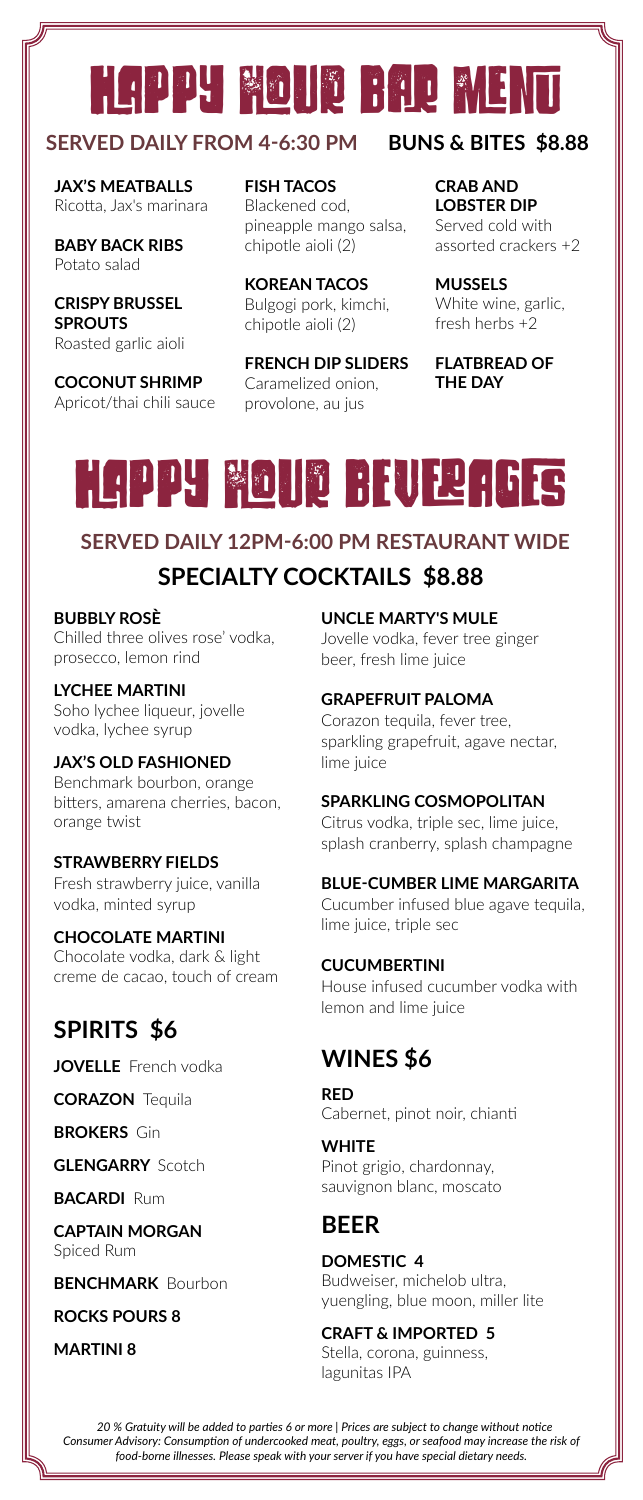# HAPPY HOUR BAR MENU

## SERVED DAILY FROM 4-6:30 PM

## BUNS & BITES $8.88

**JAX'S MEATBALLS**
Ricotta, Jax's marinara

**BABY BACK RIBS**
Potato salad

**CRISPY BRUSSEL SPROUTS**
Roasted garlic aioli

**COCONUT SHRIMP**
Apricot/thai chili sauce

**FISH TACOS**
Blackened cod, pineapple mango salsa, chipotle aioli (2)

**KOREAN TACOS**
Bulgogi pork, kimchi, chipotle aioli (2)

**FRENCH DIP SLIDERS**
Caramelized onion, provolone, au jus

**CRAB AND LOBSTER DIP**
Served cold with assorted crackers +2

**MUSSELS**
White wine, garlic, fresh herbs +2

**FLATBREAD OF THE DAY**

# HAPPY HOUR BEVERAGES

## SERVED DAILY 12PM-6:00 PM RESTAURANT WIDE

## SPECIALTY COCKTAILS $8.88

**BUBBLY ROSÈ**
Chilled three olives rose' vodka, prosecco, lemon rind

**LYCHEE MARTINI**
Soho lychee liqueur, jovelle vodka, lychee syrup

**JAX'S OLD FASHIONED**
Benchmark bourbon, orange bitters, amarena cherries, bacon, orange twist

**STRAWBERRY FIELDS**
Fresh strawberry juice, vanilla vodka, minted syrup

**CHOCOLATE MARTINI**
Chocolate vodka, dark & light creme de cacao, touch of cream

**UNCLE MARTY'S MULE**
Jovelle vodka, fever tree ginger beer, fresh lime juice

**GRAPEFRUIT PALOMA**
Corazon tequila, fever tree, sparkling grapefruit, agave nectar, lime juice

**SPARKLING COSMOPOLITAN**
Citrus vodka, triple sec, lime juice, splash cranberry, splash champagne

**BLUE-CUMBER LIME MARGARITA**
Cucumber infused blue agave tequila, lime juice, triple sec

**CUCUMBERTINI**
House infused cucumber vodka with lemon and lime juice

## SPIRITS $6

**JOVELLE** French vodka

**CORAZON** Tequila

**BROKERS** Gin

**GLENGARRY** Scotch

**BACARDI** Rum

**CAPTAIN MORGAN** Spiced Rum

**BENCHMARK** Bourbon

**ROCKS POURS 8**

**MARTINI 8**

## WINES $6

**RED**
Cabernet, pinot noir, chianti

**WHITE**
Pinot grigio, chardonnay, sauvignon blanc, moscato

## BEER

**DOMESTIC 4**
Budweiser, michelob ultra, yuengling, blue moon, miller lite

**CRAFT & IMPORTED 5**
Stella, corona, guinness, lagunitas IPA

*20 % Gratuity will be added to parties 6 or more | Prices are subject to change without notice*
*Consumer Advisory: Consumption of undercooked meat, poultry, eggs, or seafood may increase the risk of food-borne illnesses. Please speak with your server if you have special dietary needs.*